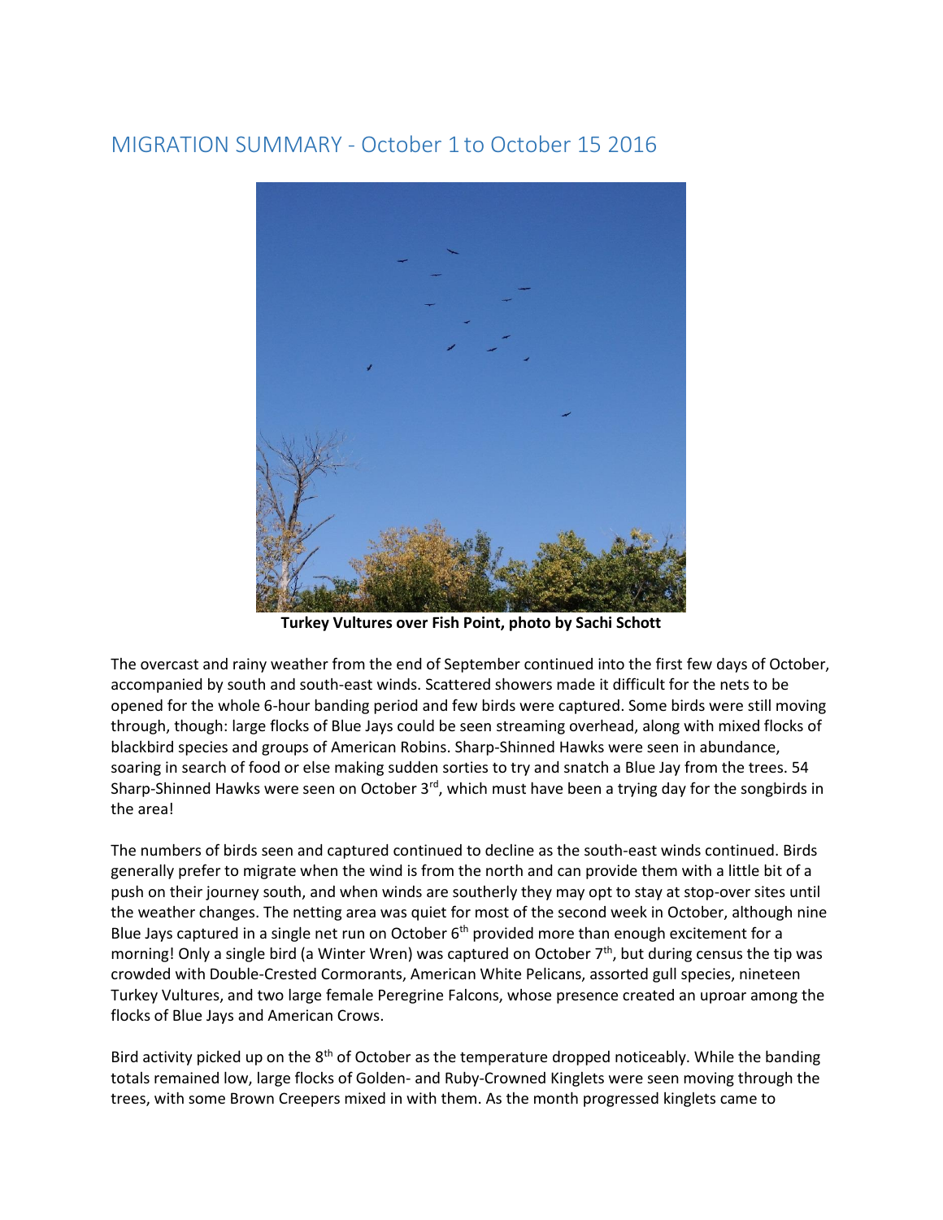## MIGRATION SUMMARY - October 1 to October 15 2016

**Turkey Vultures over Fish Point, photo by Sachi Schott**

The overcast and rainy weather from the end of September continued into the first few days of October, accompanied by south and south-east winds. Scattered showers made it difficult for the nets to be opened for the whole 6-hour banding period and few birds were captured. Some birds were still moving through, though: large flocks of Blue Jays could be seen streaming overhead, along with mixed flocks of blackbird species and groups of American Robins. Sharp-Shinned Hawks were seen in abundance, soaring in search of food or else making sudden sorties to try and snatch a Blue Jay from the trees. 54 Sharp-Shinned Hawks were seen on October 3rd, which must have been a trying day for the songbirds in the area!

The numbers of birds seen and captured continued to decline as the south-east winds continued. Birds generally prefer to migrate when the wind is from the north and can provide them with a little bit of a push on their journey south, and when winds are southerly they may opt to stay at stop-over sites until the weather changes. The netting area was quiet for most of the second week in October, although nine Blue Jays captured in a single net run on October 6th provided more than enough excitement for a morning! Only a single bird (a Winter Wren) was captured on October 7th, but during census the tip was crowded with Double-Crested Cormorants, American White Pelicans, assorted gull species, nineteen Turkey Vultures, and two large female Peregrine Falcons, whose presence created an uproar among the flocks of Blue Jays and American Crows.

Bird activity picked up on the 8th of October as the temperature dropped noticeably. While the banding totals remained low, large flocks of Golden- and Ruby-Crowned Kinglets were seen moving through the trees, with some Brown Creepers mixed in with them. As the month progressed kinglets came to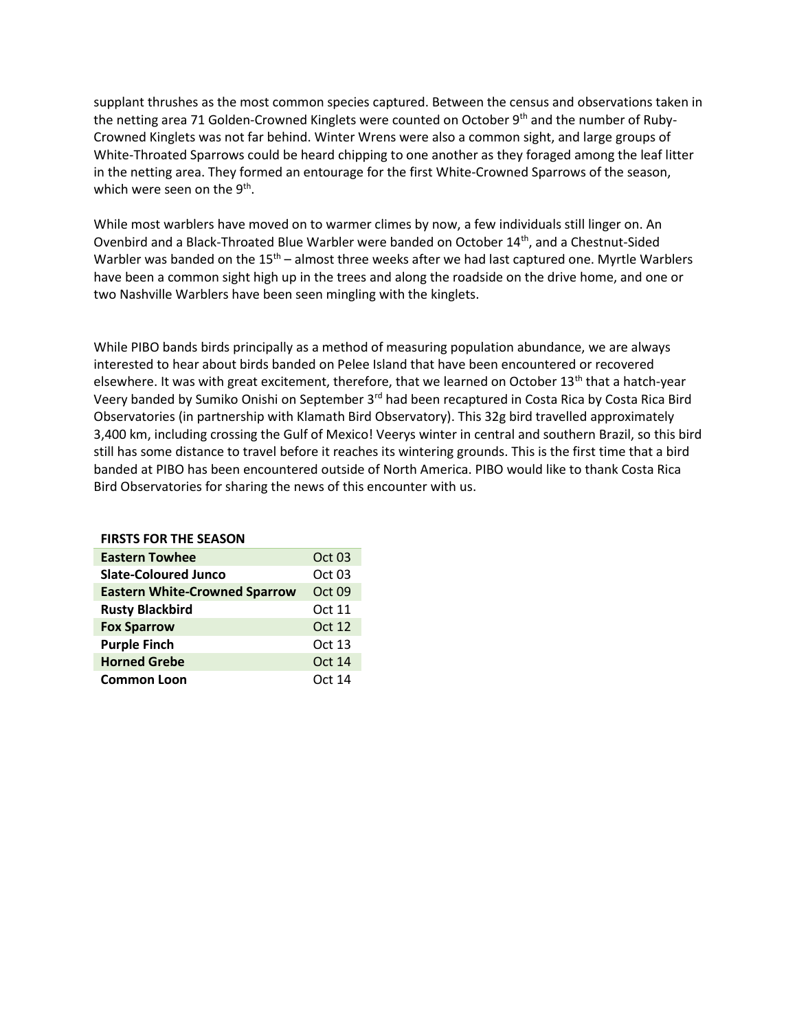supplant thrushes as the most common species captured. Between the census and observations taken in the netting area 71 Golden-Crowned Kinglets were counted on October 9th and the number of Ruby-Crowned Kinglets was not far behind. Winter Wrens were also a common sight, and large groups of White-Throated Sparrows could be heard chipping to one another as they foraged among the leaf litter in the netting area. They formed an entourage for the first White-Crowned Sparrows of the season, which were seen on the 9th.

While most warblers have moved on to warmer climes by now, a few individuals still linger on. An Ovenbird and a Black-Throated Blue Warbler were banded on October 14th, and a Chestnut-Sided Warbler was banded on the 15th – almost three weeks after we had last captured one. Myrtle Warblers have been a common sight high up in the trees and along the roadside on the drive home, and one or two Nashville Warblers have been seen mingling with the kinglets.

While PIBO bands birds principally as a method of measuring population abundance, we are always interested to hear about birds banded on Pelee Island that have been encountered or recovered elsewhere. It was with great excitement, therefore, that we learned on October 13th that a hatch-year Veery banded by Sumiko Onishi on September 3rd had been recaptured in Costa Rica by Costa Rica Bird Observatories (in partnership with Klamath Bird Observatory). This 32g bird travelled approximately 3,400 km, including crossing the Gulf of Mexico! Veerys winter in central and southern Brazil, so this bird still has some distance to travel before it reaches its wintering grounds. This is the first time that a bird banded at PIBO has been encountered outside of North America. PIBO would like to thank Costa Rica Bird Observatories for sharing the news of this encounter with us.

**FIRSTS FOR THE SEASON**

| | |
|---|---|
| **Eastern Towhee** | Oct 03 |
| **Slate-Coloured Junco** | Oct 03 |
| **Eastern White-Crowned Sparrow** | Oct 09 |
| **Rusty Blackbird** | Oct 11 |
| **Fox Sparrow** | Oct 12 |
| **Purple Finch** | Oct 13 |
| **Horned Grebe** | Oct 14 |
| **Common Loon** | Oct 14 |